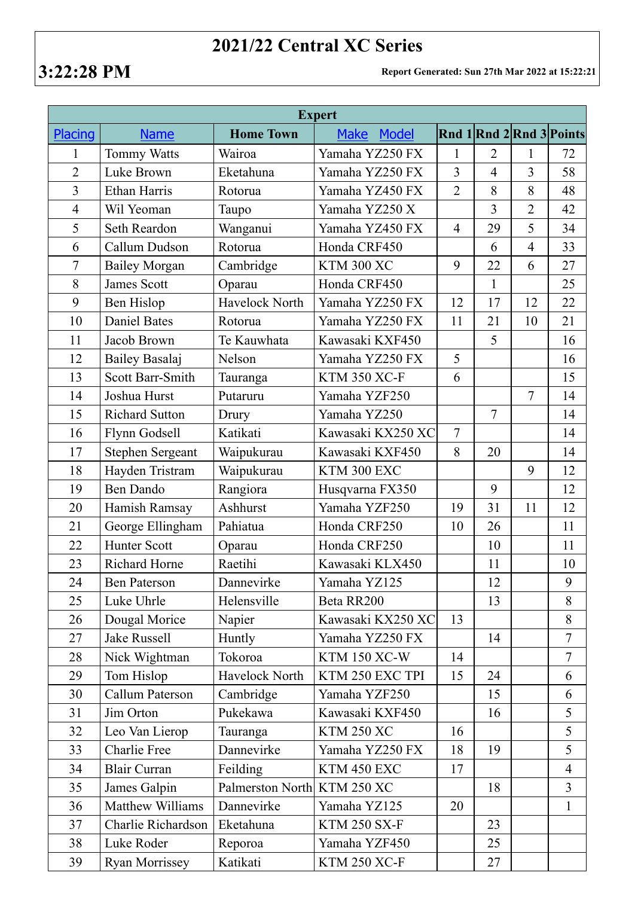# 2021/22 Central XC Series

**3:22:28 PM**

**Report Generated: Sun 27th Mar 2022 at 15:22:21**

| Expert | | | | | | | |
|---|---|---|---|---|---|---|---|
| Placing | Name | Home Town | Make Model | Rnd 1 | Rnd 2 | Rnd 3 | Points |
| 1 | Tommy Watts | Wairoa | Yamaha YZ250 FX | 1 | 2 | 1 | 72 |
| 2 | Luke Brown | Eketahuna | Yamaha YZ250 FX | 3 | 4 | 3 | 58 |
| 3 | Ethan Harris | Rotorua | Yamaha YZ450 FX | 2 | 8 | 8 | 48 |
| 4 | Wil Yeoman | Taupo | Yamaha YZ250 X | | 3 | 2 | 42 |
| 5 | Seth Reardon | Wanganui | Yamaha YZ450 FX | 4 | 29 | 5 | 34 |
| 6 | Callum Dudson | Rotorua | Honda CRF450 | | 6 | 4 | 33 |
| 7 | Bailey Morgan | Cambridge | KTM 300 XC | 9 | 22 | 6 | 27 |
| 8 | James Scott | Oparau | Honda CRF450 | | 1 | | 25 |
| 9 | Ben Hislop | Havelock North | Yamaha YZ250 FX | 12 | 17 | 12 | 22 |
| 10 | Daniel Bates | Rotorua | Yamaha YZ250 FX | 11 | 21 | 10 | 21 |
| 11 | Jacob Brown | Te Kauwhata | Kawasaki KXF450 | | 5 | | 16 |
| 12 | Bailey Basalaj | Nelson | Yamaha YZ250 FX | 5 | | | 16 |
| 13 | Scott Barr-Smith | Tauranga | KTM 350 XC-F | 6 | | | 15 |
| 14 | Joshua Hurst | Putaruru | Yamaha YZF250 | | | 7 | 14 |
| 15 | Richard Sutton | Drury | Yamaha YZ250 | | 7 | | 14 |
| 16 | Flynn Godsell | Katikati | Kawasaki KX250 XC | 7 | | | 14 |
| 17 | Stephen Sergeant | Waipukurau | Kawasaki KXF450 | 8 | 20 | | 14 |
| 18 | Hayden Tristram | Waipukurau | KTM 300 EXC | | | 9 | 12 |
| 19 | Ben Dando | Rangiora | Husqvarna FX350 | | 9 | | 12 |
| 20 | Hamish Ramsay | Ashhurst | Yamaha YZF250 | 19 | 31 | 11 | 12 |
| 21 | George Ellingham | Pahiatua | Honda CRF250 | 10 | 26 | | 11 |
| 22 | Hunter Scott | Oparau | Honda CRF250 | | 10 | | 11 |
| 23 | Richard Horne | Raetihi | Kawasaki KLX450 | | 11 | | 10 |
| 24 | Ben Paterson | Dannevirke | Yamaha YZ125 | | 12 | | 9 |
| 25 | Luke Uhrle | Helensville | Beta RR200 | | 13 | | 8 |
| 26 | Dougal Morice | Napier | Kawasaki KX250 XC | 13 | | | 8 |
| 27 | Jake Russell | Huntly | Yamaha YZ250 FX | | 14 | | 7 |
| 28 | Nick Wightman | Tokoroa | KTM 150 XC-W | 14 | | | 7 |
| 29 | Tom Hislop | Havelock North | KTM 250 EXC TPI | 15 | 24 | | 6 |
| 30 | Callum Paterson | Cambridge | Yamaha YZF250 | | 15 | | 6 |
| 31 | Jim Orton | Pukekawa | Kawasaki KXF450 | | 16 | | 5 |
| 32 | Leo Van Lierop | Tauranga | KTM 250 XC | 16 | | | 5 |
| 33 | Charlie Free | Dannevirke | Yamaha YZ250 FX | 18 | 19 | | 5 |
| 34 | Blair Curran | Feilding | KTM 450 EXC | 17 | | | 4 |
| 35 | James Galpin | Palmerston North | KTM 250 XC | | 18 | | 3 |
| 36 | Matthew Williams | Dannevirke | Yamaha YZ125 | 20 | | | 1 |
| 37 | Charlie Richardson | Eketahuna | KTM 250 SX-F | | 23 | | |
| 38 | Luke Roder | Reporoa | Yamaha YZF450 | | 25 | | |
| 39 | Ryan Morrissey | Katikati | KTM 250 XC-F | | 27 | | |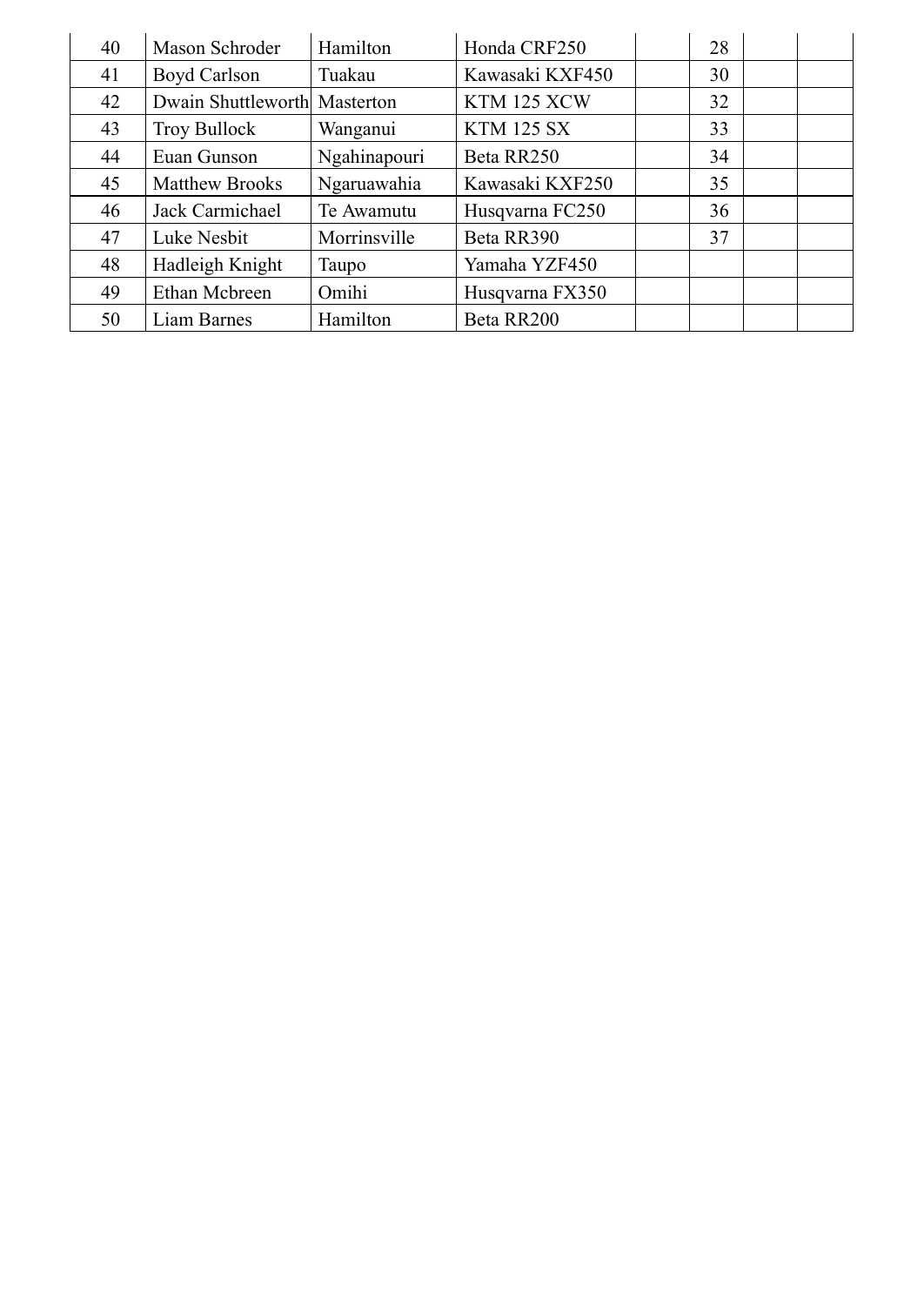| | | | | | | | |
|---|---|---|---|---|---|---|---|
| 40 | Mason Schroder | Hamilton | Honda CRF250 | | 28 | | |
| 41 | Boyd Carlson | Tuakau | Kawasaki KXF450 | | 30 | | |
| 42 | Dwain Shuttleworth | Masterton | KTM 125 XCW | | 32 | | |
| 43 | Troy Bullock | Wanganui | KTM 125 SX | | 33 | | |
| 44 | Euan Gunson | Ngahinapouri | Beta RR250 | | 34 | | |
| 45 | Matthew Brooks | Ngaruawahia | Kawasaki KXF250 | | 35 | | |
| 46 | Jack Carmichael | Te Awamutu | Husqvarna FC250 | | 36 | | |
| 47 | Luke Nesbit | Morrinsville | Beta RR390 | | 37 | | |
| 48 | Hadleigh Knight | Taupo | Yamaha YZF450 | | | | |
| 49 | Ethan Mcbreen | Omihi | Husqvarna FX350 | | | | |
| 50 | Liam Barnes | Hamilton | Beta RR200 | | | | |